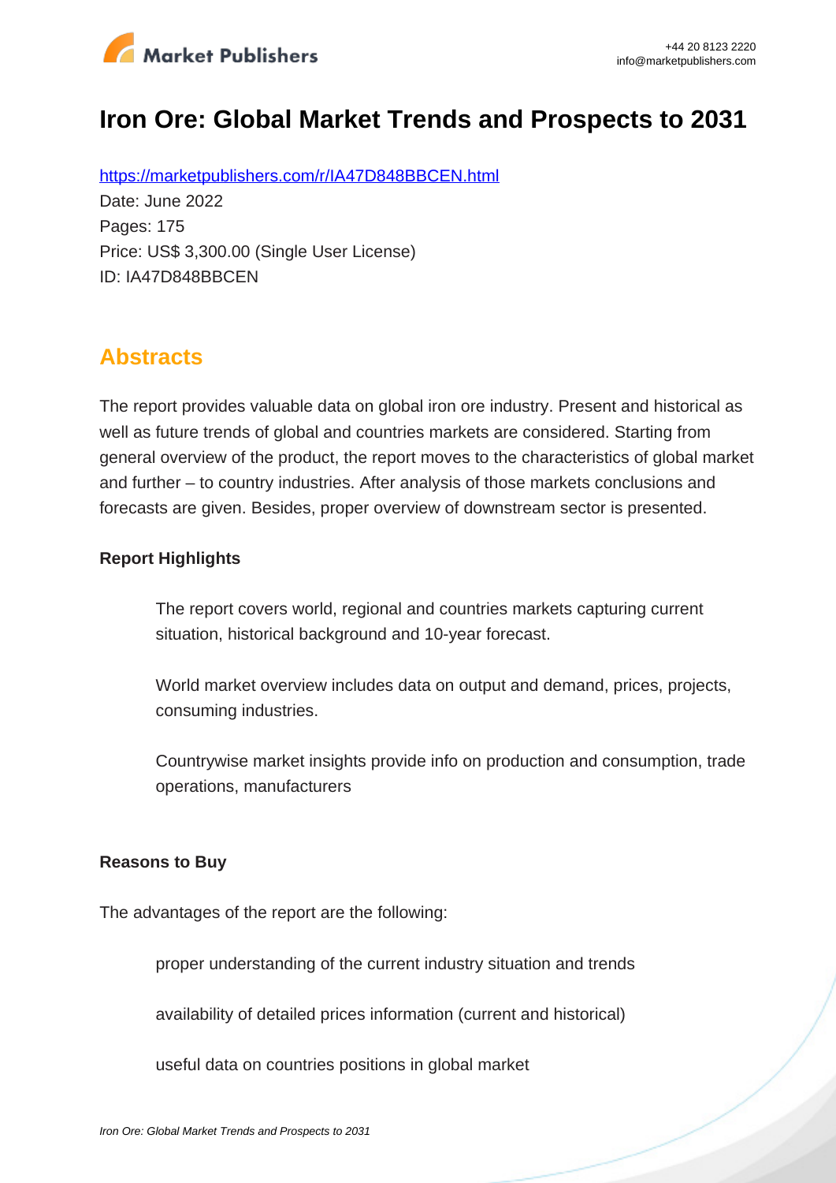# Iron Ore: Global Market Trends and Prospects to 2031

https://marketpublishers.com/r/IA47D848BBCEN.html

Date: June 2022

Pages: 175

Price: US$ 3,300.00 (Single User License)

ID: IA47D848BBCEN

## Abstracts

The report provides valuable data on global iron ore industry. Present and historical as well as future trends of global and countries markets are considered. Starting from general overview of the product, the report moves to the characteristics of global market and further – to country industries. After analysis of those markets conclusions and forecasts are given. Besides, proper overview of downstream sector is presented.

**Report Highlights**

- The report covers world, regional and countries markets capturing current situation, historical background and 10-year forecast.
- World market overview includes data on output and demand, prices, projects, consuming industries.
- Countrywise market insights provide info on production and consumption, trade operations, manufacturers

**Reasons to Buy**

The advantages of the report are the following:

- proper understanding of the current industry situation and trends
- availability of detailed prices information (current and historical)
- useful data on countries positions in global market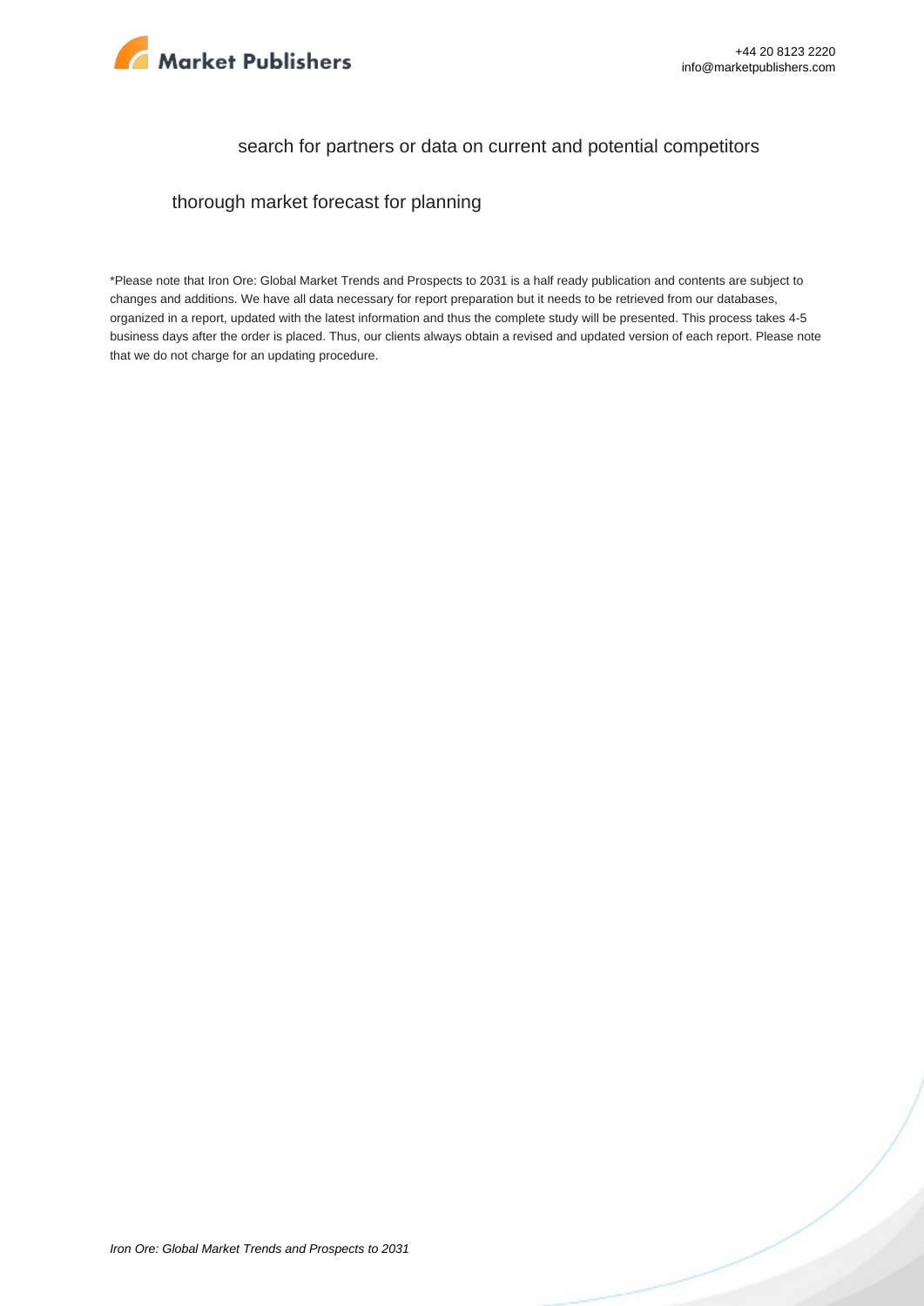search for partners or data on current and potential competitors

thorough market forecast for planning

*Please note that Iron Ore: Global Market Trends and Prospects to 2031 is a half ready publication and contents are subject to changes and additions. We have all data necessary for report preparation but it needs to be retrieved from our databases, organized in a report, updated with the latest information and thus the complete study will be presented. This process takes 4-5 business days after the order is placed. Thus, our clients always obtain a revised and updated version of each report. Please note that we do not charge for an updating procedure.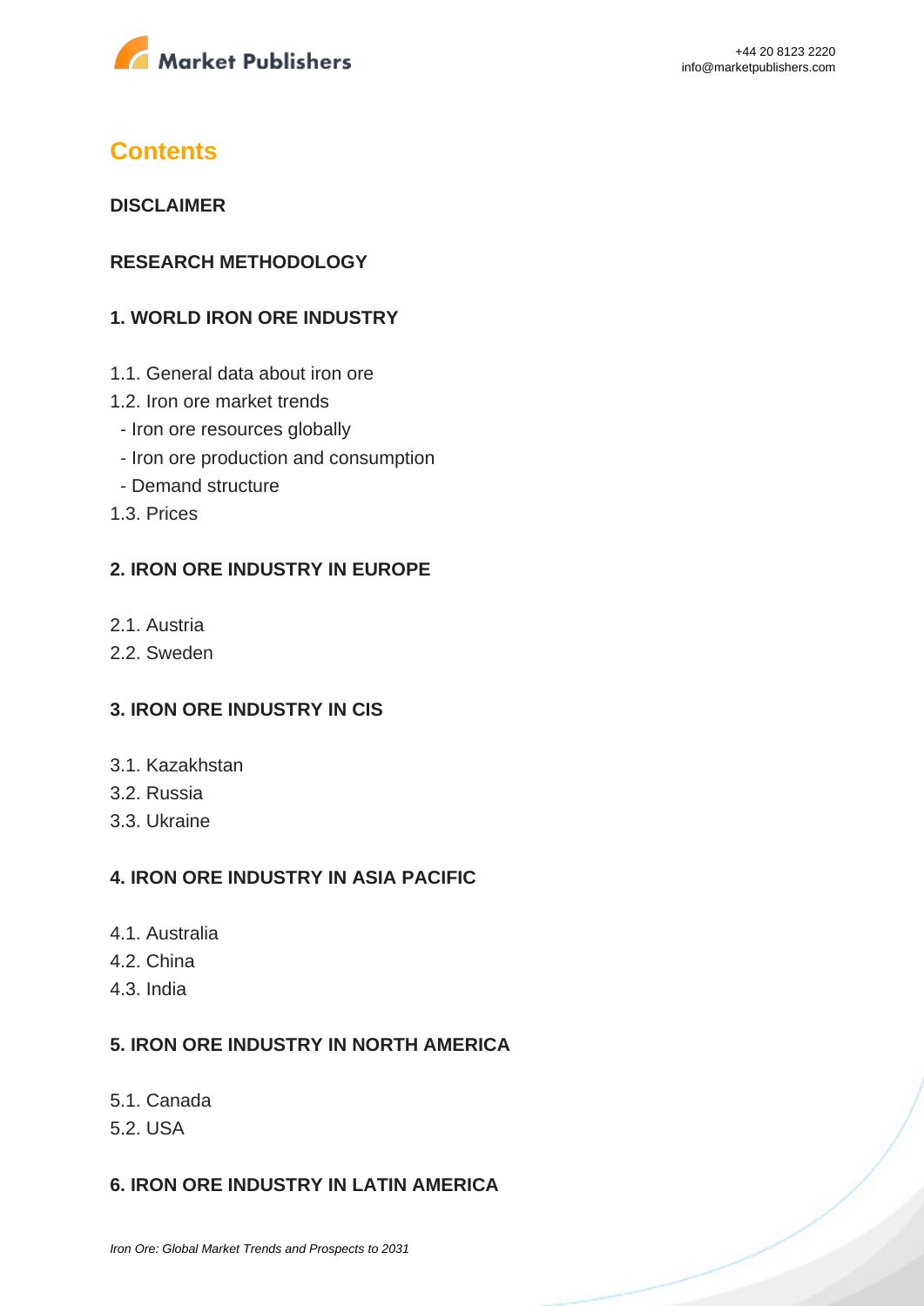# Contents

**DISCLAIMER**

**RESEARCH METHODOLOGY**

**1. WORLD IRON ORE INDUSTRY**

1.1. General data about iron ore

1.2. Iron ore market trends

- Iron ore resources globally
- Iron ore production and consumption
- Demand structure

1.3. Prices

**2. IRON ORE INDUSTRY IN EUROPE**

2.1. Austria

2.2. Sweden

**3. IRON ORE INDUSTRY IN CIS**

3.1. Kazakhstan

3.2. Russia

3.3. Ukraine

**4. IRON ORE INDUSTRY IN ASIA PACIFIC**

4.1. Australia

4.2. China

4.3. India

**5. IRON ORE INDUSTRY IN NORTH AMERICA**

5.1. Canada

5.2. USA

**6. IRON ORE INDUSTRY IN LATIN AMERICA**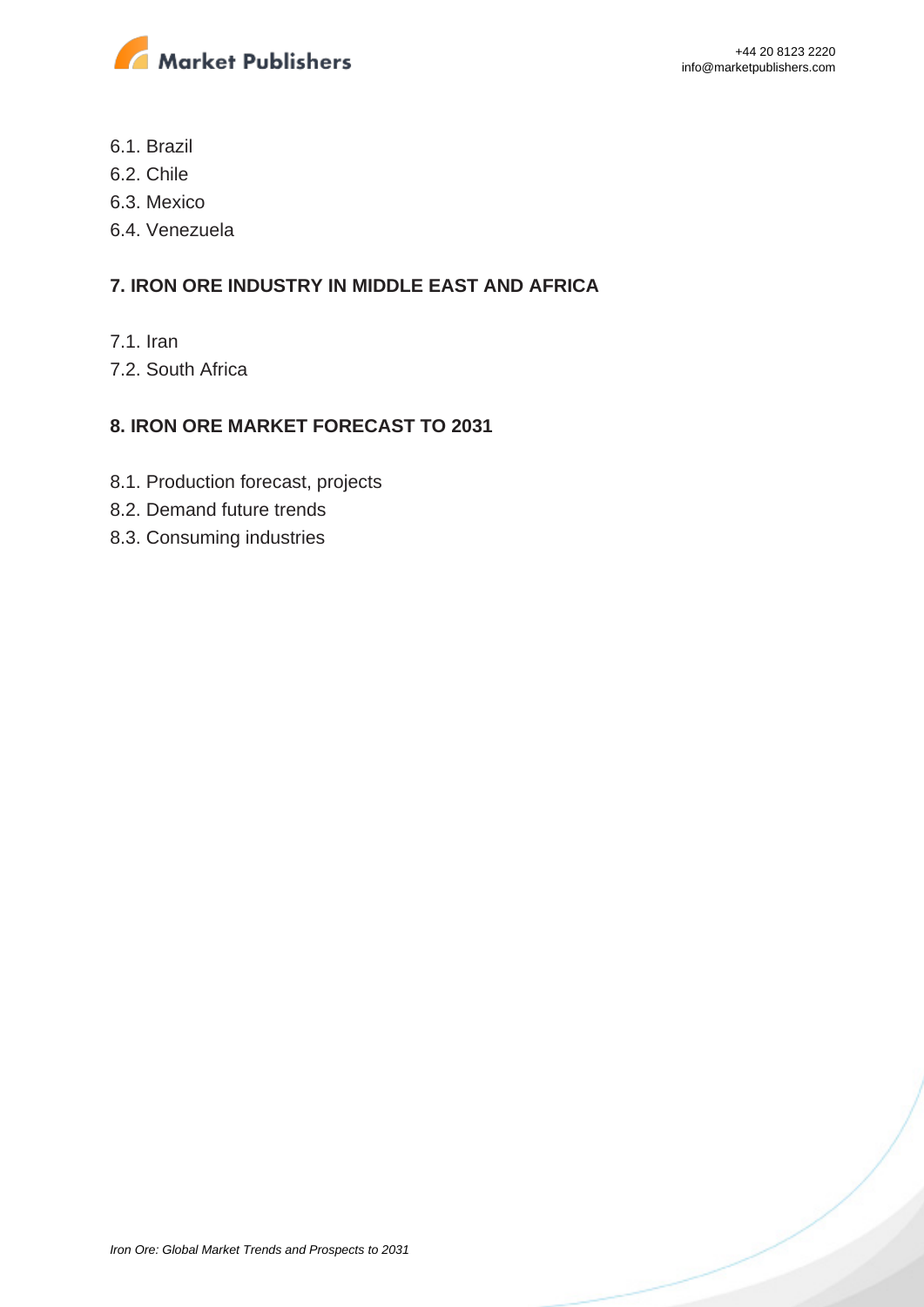6.1. Brazil
6.2. Chile
6.3. Mexico
6.4. Venezuela

## 7. IRON ORE INDUSTRY IN MIDDLE EAST AND AFRICA

7.1. Iran
7.2. South Africa

## 8. IRON ORE MARKET FORECAST TO 2031

8.1. Production forecast, projects
8.2. Demand future trends
8.3. Consuming industries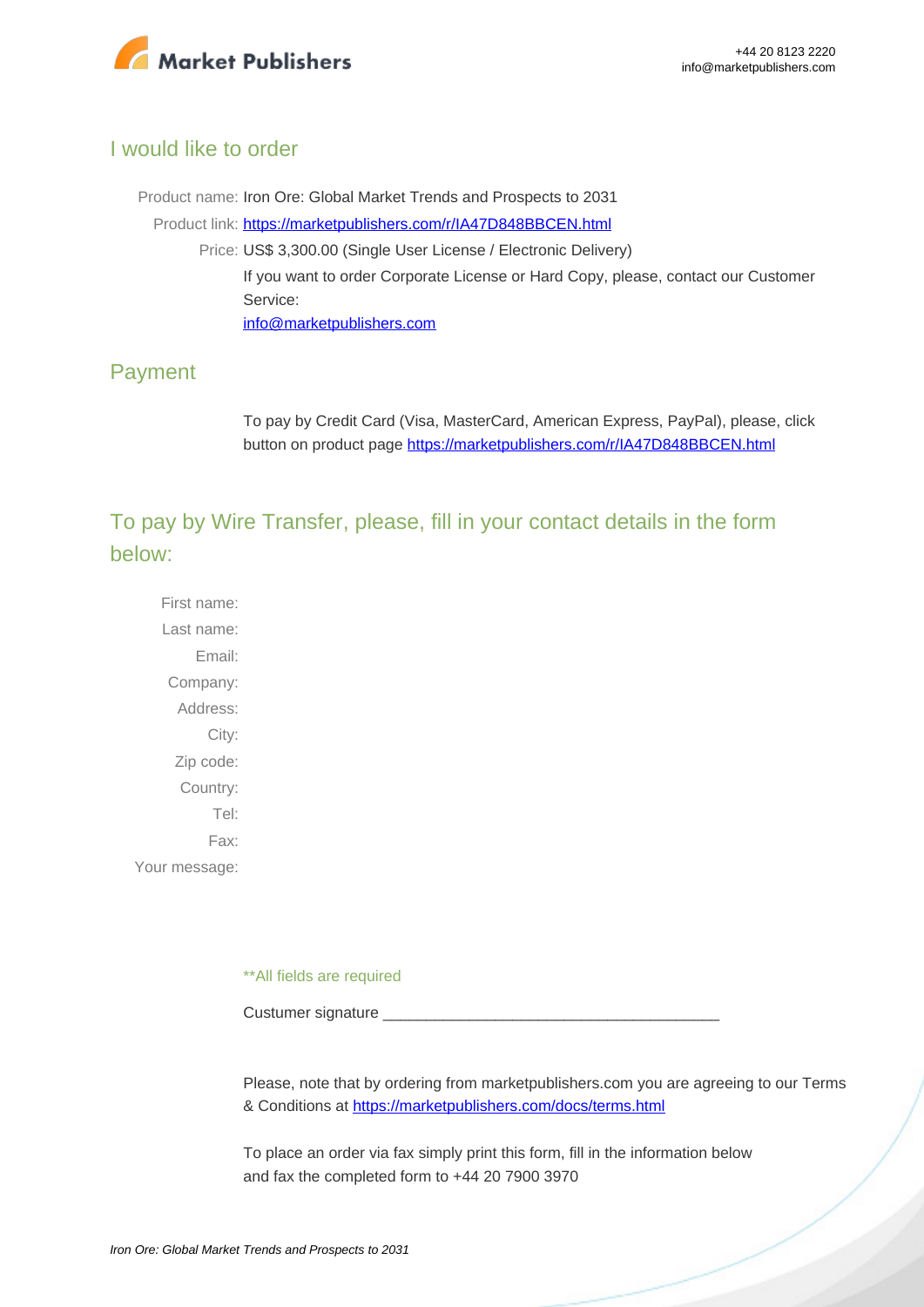## I would like to order

Product name: Iron Ore: Global Market Trends and Prospects to 2031

Product link: [https://marketpublishers.com/r/IA47D848BBCEN.html](https://marketpublishers.com/r/IA47D848BBCEN.html)

Price: US$ 3,300.00 (Single User License / Electronic Delivery)

If you want to order Corporate License or Hard Copy, please, contact our Customer Service:

[info@marketpublishers.com](mailto:info@marketpublishers.com)

## Payment

To pay by Credit Card (Visa, MasterCard, American Express, PayPal), please, click button on product page [https://marketpublishers.com/r/IA47D848BBCEN.html](https://marketpublishers.com/r/IA47D848BBCEN.html)

## To pay by Wire Transfer, please, fill in your contact details in the form below:

First name:

Last name:

Email:

Company:

Address:

City:

Zip code:

Country:

Tel:

Fax:

Your message:

**All fields are required

Custumer signature _______________________________________

Please, note that by ordering from marketpublishers.com you are agreeing to our Terms & Conditions at [https://marketpublishers.com/docs/terms.html](https://marketpublishers.com/docs/terms.html)

To place an order via fax simply print this form, fill in the information below and fax the completed form to +44 20 7900 3970